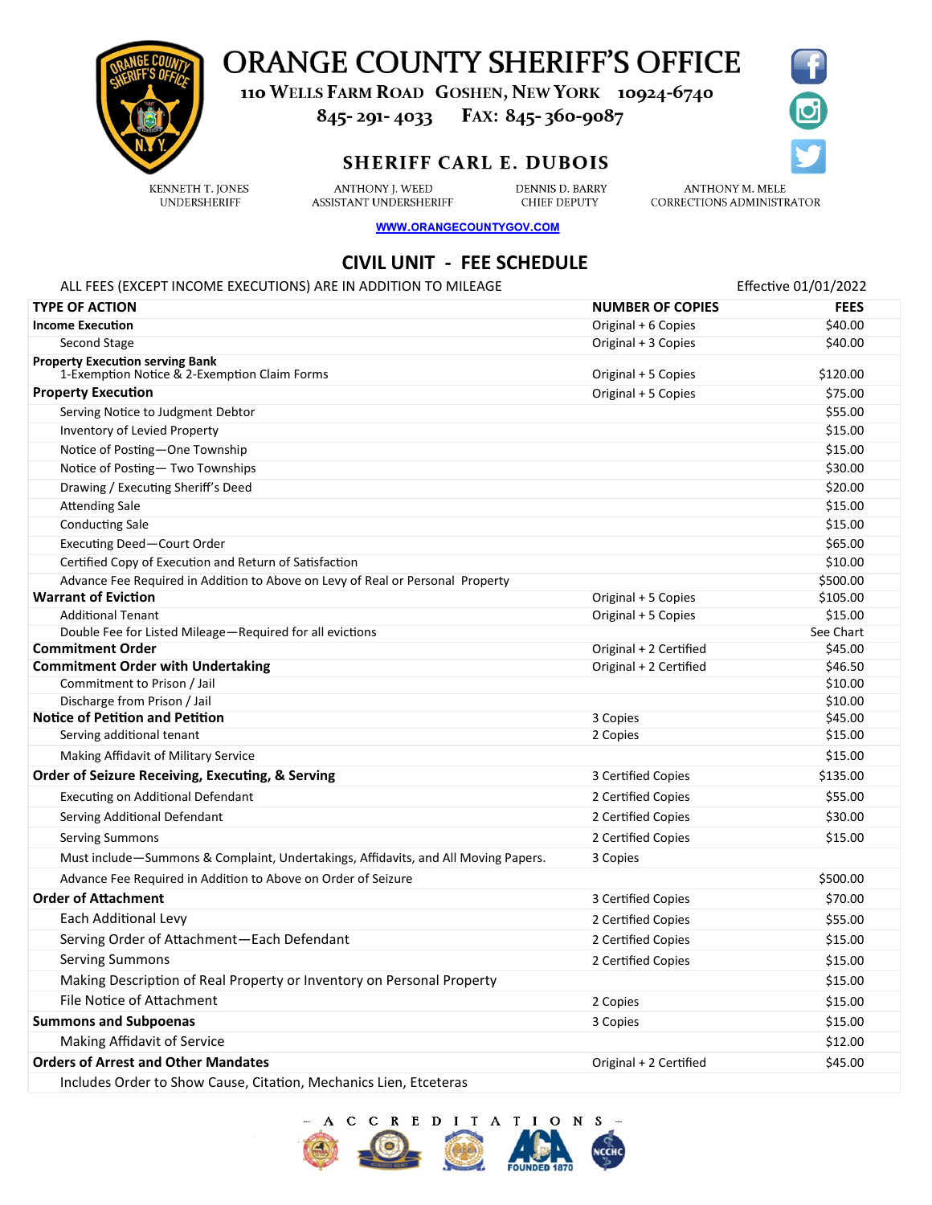# ORANGE COUNTY SHERIFF'S OFFICE

110 WELLS FARM ROAD GOSHEN, NEW YORK 10924-6740

845-291-4033 FAX: 845-360-9087

## SHERIFF CARL E. DUBOIS

KENNETH T. JONES
UNDERSHERIFF

ANTHONY J. WEED
ASSISTANT UNDERSHERIFF

DENNIS D. BARRY
CHIEF DEPUTY

ANTHONY M. MELE
CORRECTIONS ADMINISTRATOR

WWW.ORANGECOUNTYGOV.COM

## CIVIL UNIT - FEE SCHEDULE

ALL FEES (EXCEPT INCOME EXECUTIONS) ARE IN ADDITION TO MILEAGE

Effective 01/01/2022

| TYPE OF ACTION | NUMBER OF COPIES | FEES |
|---|---|---|
| **Income Execution** | Original + 6 Copies | $40.00 |
| Second Stage | Original + 3 Copies | $40.00 |
| **Property Execution serving Bank** 1-Exemption Notice & 2-Exemption Claim Forms | Original + 5 Copies | $120.00 |
| **Property Execution** | Original + 5 Copies | $75.00 |
| Serving Notice to Judgment Debtor | | $55.00 |
| Inventory of Levied Property | | $15.00 |
| Notice of Posting—One Township | | $15.00 |
| Notice of Posting— Two Townships | | $30.00 |
| Drawing / Executing Sheriff's Deed | | $20.00 |
| Attending Sale | | $15.00 |
| Conducting Sale | | $15.00 |
| Executing Deed—Court Order | | $65.00 |
| Certified Copy of Execution and Return of Satisfaction | | $10.00 |
| Advance Fee Required in Addition to Above on Levy of Real or Personal Property | | $500.00 |
| **Warrant of Eviction** | Original + 5 Copies | $105.00 |
| Additional Tenant | Original + 5 Copies | $15.00 |
| Double Fee for Listed Mileage—Required for all evictions | | See Chart |
| **Commitment Order** | Original + 2 Certified | $45.00 |
| **Commitment Order with Undertaking** | Original + 2 Certified | $46.50 |
| Commitment to Prison / Jail | | $10.00 |
| Discharge from Prison / Jail | | $10.00 |
| **Notice of Petition and Petition** | 3 Copies | $45.00 |
| Serving additional tenant | 2 Copies | $15.00 |
| Making Affidavit of Military Service | | $15.00 |
| **Order of Seizure Receiving, Executing, & Serving** | 3 Certified Copies | $135.00 |
| Executing on Additional Defendant | 2 Certified Copies | $55.00 |
| Serving Additional Defendant | 2 Certified Copies | $30.00 |
| Serving Summons | 2 Certified Copies | $15.00 |
| Must include—Summons & Complaint, Undertakings, Affidavits, and All Moving Papers. | 3 Copies | |
| Advance Fee Required in Addition to Above on Order of Seizure | | $500.00 |
| **Order of Attachment** | 3 Certified Copies | $70.00 |
| Each Additional Levy | 2 Certified Copies | $55.00 |
| Serving Order of Attachment—Each Defendant | 2 Certified Copies | $15.00 |
| Serving Summons | 2 Certified Copies | $15.00 |
| Making Description of Real Property or Inventory on Personal Property | | $15.00 |
| File Notice of Attachment | 2 Copies | $15.00 |
| **Summons and Subpoenas** | 3 Copies | $15.00 |
| Making Affidavit of Service | | $12.00 |
| **Orders of Arrest and Other Mandates** | Original + 2 Certified | $45.00 |
| Includes Order to Show Cause, Citation, Mechanics Lien, Etceteras | | |

— ACCREDITATIONS —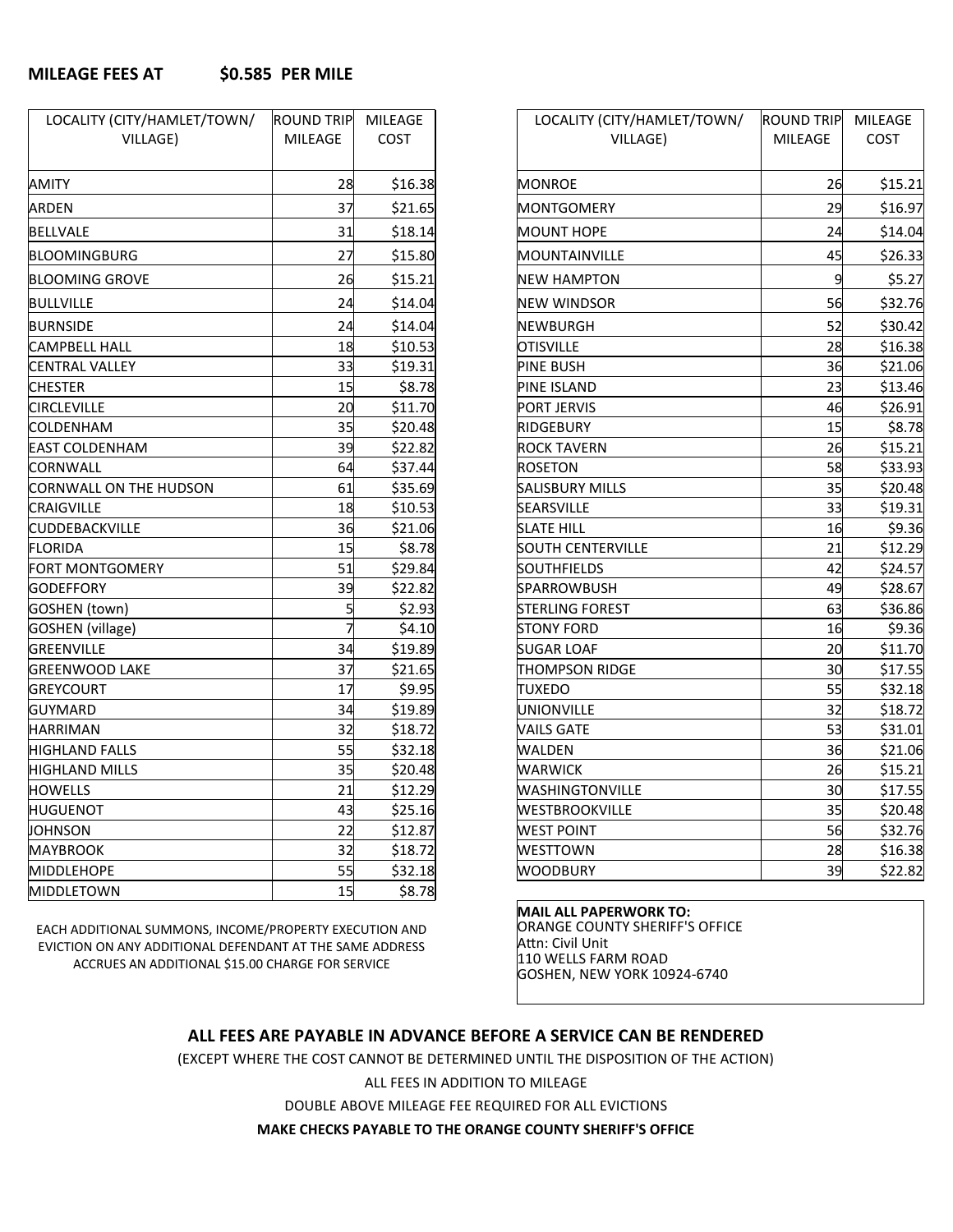**MILEAGE FEES AT $0.585 PER MILE**

| LOCALITY (CITY/HAMLET/TOWN/ VILLAGE) | ROUND TRIP MILEAGE | MILEAGE COST |
|---|---|---|
| AMITY | 28 | $16.38 |
| ARDEN | 37 | $21.65 |
| BELLVALE | 31 | $18.14 |
| BLOOMINGBURG | 27 | $15.80 |
| BLOOMING GROVE | 26 | $15.21 |
| BULLVILLE | 24 | $14.04 |
| BURNSIDE | 24 | $14.04 |
| CAMPBELL HALL | 18 | $10.53 |
| CENTRAL VALLEY | 33 | $19.31 |
| CHESTER | 15 | $8.78 |
| CIRCLEVILLE | 20 | $11.70 |
| COLDENHAM | 35 | $20.48 |
| EAST COLDENHAM | 39 | $22.82 |
| CORNWALL | 64 | $37.44 |
| CORNWALL ON THE HUDSON | 61 | $35.69 |
| CRAIGVILLE | 18 | $10.53 |
| CUDDEBACKVILLE | 36 | $21.06 |
| FLORIDA | 15 | $8.78 |
| FORT MONTGOMERY | 51 | $29.84 |
| GODEFFORY | 39 | $22.82 |
| GOSHEN (town) | 5 | $2.93 |
| GOSHEN (village) | 7 | $4.10 |
| GREENVILLE | 34 | $19.89 |
| GREENWOOD LAKE | 37 | $21.65 |
| GREYCOURT | 17 | $9.95 |
| GUYMARD | 34 | $19.89 |
| HARRIMAN | 32 | $18.72 |
| HIGHLAND FALLS | 55 | $32.18 |
| HIGHLAND MILLS | 35 | $20.48 |
| HOWELLS | 21 | $12.29 |
| HUGUENOT | 43 | $25.16 |
| JOHNSON | 22 | $12.87 |
| MAYBROOK | 32 | $18.72 |
| MIDDLEHOPE | 55 | $32.18 |
| MIDDLETOWN | 15 | $8.78 |
| MONROE | 26 | $15.21 |
| MONTGOMERY | 29 | $16.97 |
| MOUNT HOPE | 24 | $14.04 |
| MOUNTAINVILLE | 45 | $26.33 |
| NEW HAMPTON | 9 | $5.27 |
| NEW WINDSOR | 56 | $32.76 |
| NEWBURGH | 52 | $30.42 |
| OTISVILLE | 28 | $16.38 |
| PINE BUSH | 36 | $21.06 |
| PINE ISLAND | 23 | $13.46 |
| PORT JERVIS | 46 | $26.91 |
| RIDGEBURY | 15 | $8.78 |
| ROCK TAVERN | 26 | $15.21 |
| ROSETON | 58 | $33.93 |
| SALISBURY MILLS | 35 | $20.48 |
| SEARSVILLE | 33 | $19.31 |
| SLATE HILL | 16 | $9.36 |
| SOUTH CENTERVILLE | 21 | $12.29 |
| SOUTHFIELDS | 42 | $24.57 |
| SPARROWBUSH | 49 | $28.67 |
| STERLING FOREST | 63 | $36.86 |
| STONY FORD | 16 | $9.36 |
| SUGAR LOAF | 20 | $11.70 |
| THOMPSON RIDGE | 30 | $17.55 |
| TUXEDO | 55 | $32.18 |
| UNIONVILLE | 32 | $18.72 |
| VAILS GATE | 53 | $31.01 |
| WALDEN | 36 | $21.06 |
| WARWICK | 26 | $15.21 |
| WASHINGTONVILLE | 30 | $17.55 |
| WESTBROOKVILLE | 35 | $20.48 |
| WEST POINT | 56 | $32.76 |
| WESTTOWN | 28 | $16.38 |
| WOODBURY | 39 | $22.82 |

EACH ADDITIONAL SUMMONS, INCOME/PROPERTY EXECUTION AND EVICTION ON ANY ADDITIONAL DEFENDANT AT THE SAME ADDRESS ACCRUES AN ADDITIONAL $15.00 CHARGE FOR SERVICE

**MAIL ALL PAPERWORK TO:**
ORANGE COUNTY SHERIFF'S OFFICE
Attn: Civil Unit
110 WELLS FARM ROAD
GOSHEN, NEW YORK 10924-6740

**ALL FEES ARE PAYABLE IN ADVANCE BEFORE A SERVICE CAN BE RENDERED**

(EXCEPT WHERE THE COST CANNOT BE DETERMINED UNTIL THE DISPOSITION OF THE ACTION)

ALL FEES IN ADDITION TO MILEAGE

DOUBLE ABOVE MILEAGE FEE REQUIRED FOR ALL EVICTIONS

**MAKE CHECKS PAYABLE TO THE ORANGE COUNTY SHERIFF'S OFFICE**